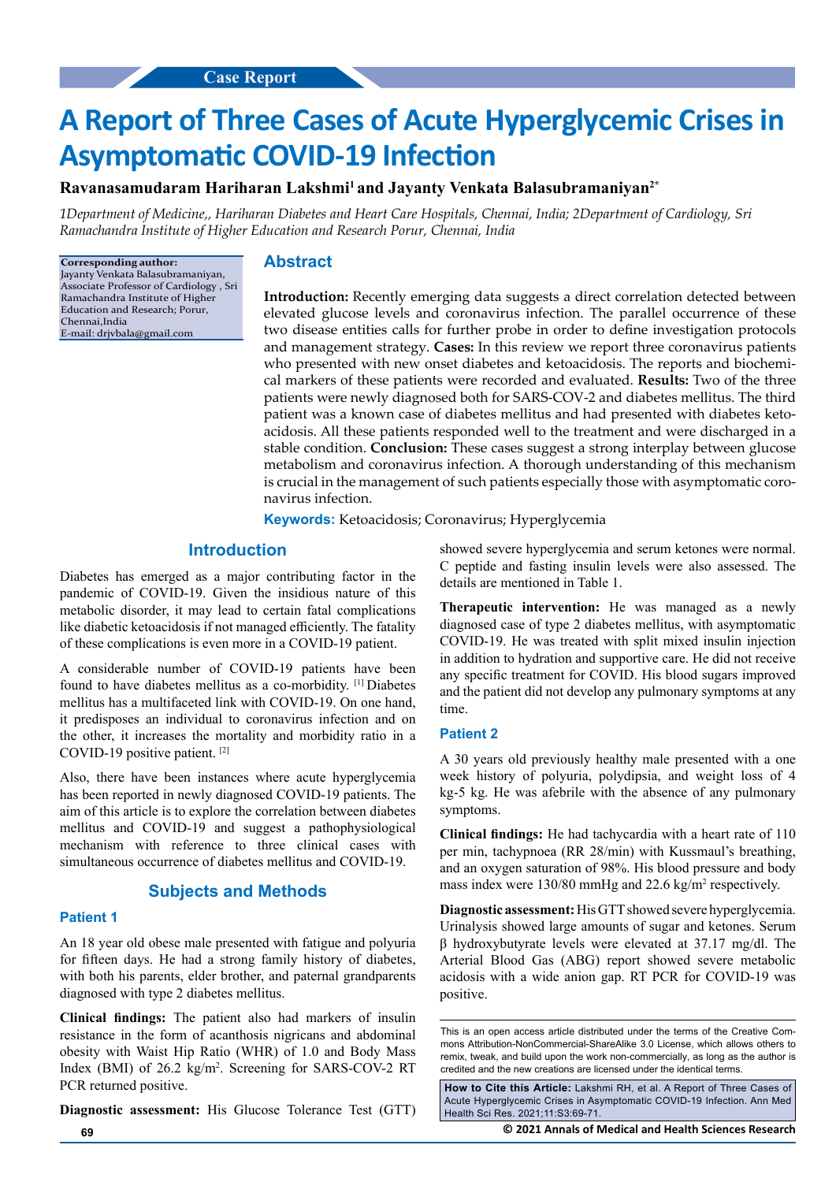Case Report

# A Report of Three Cases of Acute Hyperglycemic Crises in Asymptomatic COVID-19 Infection

**Ravanasamudaram Hariharan Lakshmi[1] and Jayanty Venkata Balasubramaniyan[2*]**

*1Department of Medicine,, Hariharan Diabetes and Heart Care Hospitals, Chennai, India; 2Department of Cardiology, Sri Ramachandra Institute of Higher Education and Research Porur, Chennai, India*

**Corresponding author:**
Jayanty Venkata Balasubramaniyan, Associate Professor of Cardiology , Sri Ramachandra Institute of Higher Education and Research; Porur, Chennai,India
E-mail: drjvbala@gmail.com

## Abstract

**Introduction:** Recently emerging data suggests a direct correlation detected between elevated glucose levels and coronavirus infection. The parallel occurrence of these two disease entities calls for further probe in order to define investigation protocols and management strategy. **Cases:** In this review we report three coronavirus patients who presented with new onset diabetes and ketoacidosis. The reports and biochemical markers of these patients were recorded and evaluated. **Results:** Two of the three patients were newly diagnosed both for SARS-COV-2 and diabetes mellitus. The third patient was a known case of diabetes mellitus and had presented with diabetes ketoacidosis. All these patients responded well to the treatment and were discharged in a stable condition. **Conclusion:** These cases suggest a strong interplay between glucose metabolism and coronavirus infection. A thorough understanding of this mechanism is crucial in the management of such patients especially those with asymptomatic coronavirus infection.

**Keywords:** Ketoacidosis; Coronavirus; Hyperglycemia

## Introduction

Diabetes has emerged as a major contributing factor in the pandemic of COVID-19. Given the insidious nature of this metabolic disorder, it may lead to certain fatal complications like diabetic ketoacidosis if not managed efficiently. The fatality of these complications is even more in a COVID-19 patient.

A considerable number of COVID-19 patients have been found to have diabetes mellitus as a co-morbidity. [1] Diabetes mellitus has a multifaceted link with COVID-19. On one hand, it predisposes an individual to coronavirus infection and on the other, it increases the mortality and morbidity ratio in a COVID-19 positive patient. [2]

Also, there have been instances where acute hyperglycemia has been reported in newly diagnosed COVID-19 patients. The aim of this article is to explore the correlation between diabetes mellitus and COVID-19 and suggest a pathophysiological mechanism with reference to three clinical cases with simultaneous occurrence of diabetes mellitus and COVID-19.

## Subjects and Methods

### Patient 1

An 18 year old obese male presented with fatigue and polyuria for fifteen days. He had a strong family history of diabetes, with both his parents, elder brother, and paternal grandparents diagnosed with type 2 diabetes mellitus.

**Clinical findings:** The patient also had markers of insulin resistance in the form of acanthosis nigricans and abdominal obesity with Waist Hip Ratio (WHR) of 1.0 and Body Mass Index (BMI) of 26.2 kg/m$^2$. Screening for SARS-COV-2 RT PCR returned positive.

**Diagnostic assessment:** His Glucose Tolerance Test (GTT) showed severe hyperglycemia and serum ketones were normal. C peptide and fasting insulin levels were also assessed. The details are mentioned in Table 1.

**Therapeutic intervention:** He was managed as a newly diagnosed case of type 2 diabetes mellitus, with asymptomatic COVID-19. He was treated with split mixed insulin injection in addition to hydration and supportive care. He did not receive any specific treatment for COVID. His blood sugars improved and the patient did not develop any pulmonary symptoms at any time.

### Patient 2

A 30 years old previously healthy male presented with a one week history of polyuria, polydipsia, and weight loss of 4 kg-5 kg. He was afebrile with the absence of any pulmonary symptoms.

**Clinical findings:** He had tachycardia with a heart rate of 110 per min, tachypnoea (RR 28/min) with Kussmaul's breathing, and an oxygen saturation of 98%. His blood pressure and body mass index were 130/80 mmHg and 22.6 kg/m$^2$ respectively.

**Diagnostic assessment:** His GTT showed severe hyperglycemia. Urinalysis showed large amounts of sugar and ketones. Serum β hydroxybutyrate levels were elevated at 37.17 mg/dl. The Arterial Blood Gas (ABG) report showed severe metabolic acidosis with a wide anion gap. RT PCR for COVID-19 was positive.

This is an open access article distributed under the terms of the Creative Commons Attribution-NonCommercial-ShareAlike 3.0 License, which allows others to remix, tweak, and build upon the work non-commercially, as long as the author is credited and the new creations are licensed under the identical terms.

**How to Cite this Article:** Lakshmi RH, et al. A Report of Three Cases of Acute Hyperglycemic Crises in Asymptomatic COVID-19 Infection. Ann Med Health Sci Res. 2021;11:S3:69-71.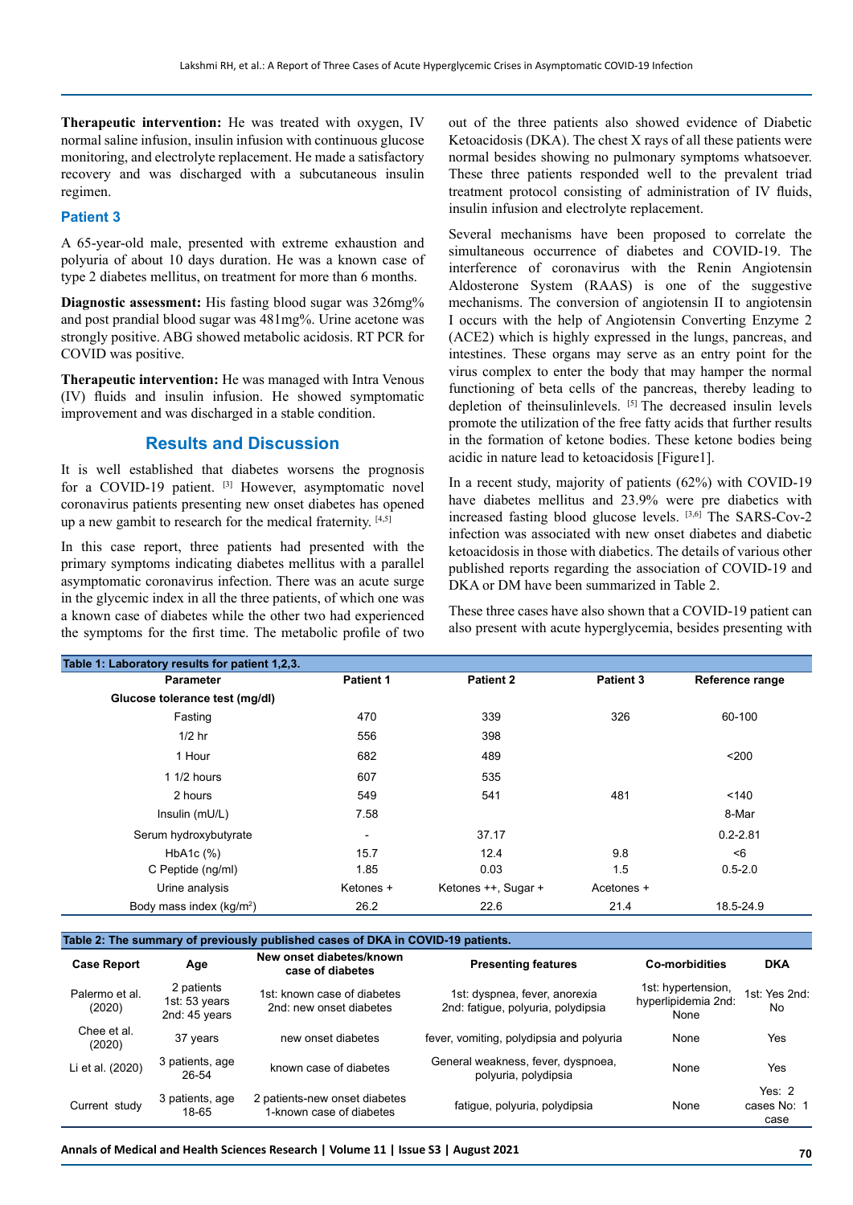**Therapeutic intervention:** He was treated with oxygen, IV normal saline infusion, insulin infusion with continuous glucose monitoring, and electrolyte replacement. He made a satisfactory recovery and was discharged with a subcutaneous insulin regimen.

### Patient 3

A 65-year-old male, presented with extreme exhaustion and polyuria of about 10 days duration. He was a known case of type 2 diabetes mellitus, on treatment for more than 6 months.

**Diagnostic assessment:** His fasting blood sugar was 326mg% and post prandial blood sugar was 481mg%. Urine acetone was strongly positive. ABG showed metabolic acidosis. RT PCR for COVID was positive.

**Therapeutic intervention:** He was managed with Intra Venous (IV) fluids and insulin infusion. He showed symptomatic improvement and was discharged in a stable condition.

## Results and Discussion

It is well established that diabetes worsens the prognosis for a COVID-19 patient. [3] However, asymptomatic novel coronavirus patients presenting new onset diabetes has opened up a new gambit to research for the medical fraternity. [4,5]

In this case report, three patients had presented with the primary symptoms indicating diabetes mellitus with a parallel asymptomatic coronavirus infection. There was an acute surge in the glycemic index in all the three patients, of which one was a known case of diabetes while the other two had experienced the symptoms for the first time. The metabolic profile of two out of the three patients also showed evidence of Diabetic Ketoacidosis (DKA). The chest X rays of all these patients were normal besides showing no pulmonary symptoms whatsoever. These three patients responded well to the prevalent triad treatment protocol consisting of administration of IV fluids, insulin infusion and electrolyte replacement.

Several mechanisms have been proposed to correlate the simultaneous occurrence of diabetes and COVID-19. The interference of coronavirus with the Renin Angiotensin Aldosterone System (RAAS) is one of the suggestive mechanisms. The conversion of angiotensin II to angiotensin I occurs with the help of Angiotensin Converting Enzyme 2 (ACE2) which is highly expressed in the lungs, pancreas, and intestines. These organs may serve as an entry point for the virus complex to enter the body that may hamper the normal functioning of beta cells of the pancreas, thereby leading to depletion of theinsulinlevels. [5] The decreased insulin levels promote the utilization of the free fatty acids that further results in the formation of ketone bodies. These ketone bodies being acidic in nature lead to ketoacidosis [Figure1].

In a recent study, majority of patients (62%) with COVID-19 have diabetes mellitus and 23.9% were pre diabetics with increased fasting blood glucose levels. [3,6] The SARS-Cov-2 infection was associated with new onset diabetes and diabetic ketoacidosis in those with diabetics. The details of various other published reports regarding the association of COVID-19 and DKA or DM have been summarized in Table 2.

These three cases have also shown that a COVID-19 patient can also present with acute hyperglycemia, besides presenting with

**Table 1: Laboratory results for patient 1,2,3.**

| Parameter | Patient 1 | Patient 2 | Patient 3 | Reference range |
|---|---|---|---|---|
| Glucose tolerance test (mg/dl) | | | | |
| Fasting | 470 | 339 | 326 | 60-100 |
| 1/2 hr | 556 | 398 | | |
| 1 Hour | 682 | 489 | | <200 |
| 1 1/2 hours | 607 | 535 | | |
| 2 hours | 549 | 541 | 481 | <140 |
| Insulin (mU/L) | 7.58 | | | 8-Mar |
| Serum hydroxybutyrate | - | 37.17 | | 0.2-2.81 |
| HbA1c (%) | 15.7 | 12.4 | 9.8 | <6 |
| C Peptide (ng/ml) | 1.85 | 0.03 | 1.5 | 0.5-2.0 |
| Urine analysis | Ketones + | Ketones ++, Sugar + | Acetones + | |
| Body mass index (kg/m$^2$) | 26.2 | 22.6 | 21.4 | 18.5-24.9 |

**Table 2: The summary of previously published cases of DKA in COVID-19 patients.**

| Case Report | Age | New onset diabetes/known case of diabetes | Presenting features | Co-morbidities | DKA |
|---|---|---|---|---|---|
| Palermo et al. (2020) | 2 patients 1st: 53 years 2nd: 45 years | 1st: known case of diabetes 2nd: new onset diabetes | 1st: dyspnea, fever, anorexia 2nd: fatigue, polyuria, polydipsia | 1st: hypertension, hyperlipidemia 2nd: None | 1st: Yes 2nd: No |
| Chee et al. (2020) | 37 years | new onset diabetes | fever, vomiting, polydipsia and polyuria | None | Yes |
| Li et al. (2020) | 3 patients, age 26-54 | known case of diabetes | General weakness, fever, dyspnoea, polyuria, polydipsia | None | Yes |
| Current study | 3 patients, age 18-65 | 2 patients-new onset diabetes 1-known case of diabetes | fatigue, polyuria, polydipsia | None | Yes: 2 cases No: 1 case |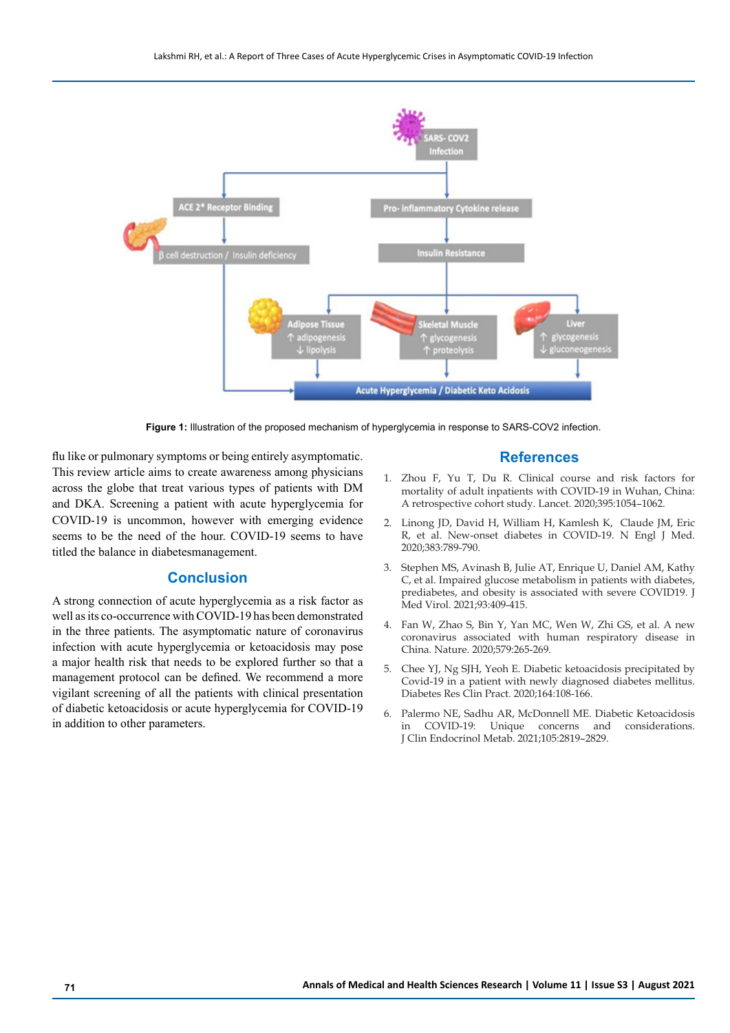Acute Hyperglycemia / Diabetic Keto Acidosis

Figure 1: Illustration of the proposed mechanism of hyperglycemia in response to SARS-COV2 infection.

flu like or pulmonary symptoms or being entirely asymptomatic. This review article aims to create awareness among physicians across the globe that treat various types of patients with DM and DKA. Screening a patient with acute hyperglycemia for COVID-19 is uncommon, however with emerging evidence seems to be the need of the hour. COVID-19 seems to have titled the balance in diabetesmanagement.

## Conclusion

A strong connection of acute hyperglycemia as a risk factor as well as its co-occurrence with COVID-19 has been demonstrated in the three patients. The asymptomatic nature of coronavirus infection with acute hyperglycemia or ketoacidosis may pose a major health risk that needs to be explored further so that a management protocol can be defined. We recommend a more vigilant screening of all the patients with clinical presentation of diabetic ketoacidosis or acute hyperglycemia for COVID-19 in addition to other parameters.

## References

1. Zhou F, Yu T, Du R. Clinical course and risk factors for mortality of adult inpatients with COVID-19 in Wuhan, China: A retrospective cohort study. Lancet. 2020;395:1054–1062.
2. Linong JD, David H, William H, Kamlesh K, Claude JM, Eric R, et al. New-onset diabetes in COVID-19. N Engl J Med. 2020;383:789-790.
3. Stephen MS, Avinash B, Julie AT, Enrique U, Daniel AM, Kathy C, et al. Impaired glucose metabolism in patients with diabetes, prediabetes, and obesity is associated with severe COVID19. J Med Virol. 2021;93:409-415.
4. Fan W, Zhao S, Bin Y, Yan MC, Wen W, Zhi GS, et al. A new coronavirus associated with human respiratory disease in China. Nature. 2020;579:265-269.
5. Chee YJ, Ng SJH, Yeoh E. Diabetic ketoacidosis precipitated by Covid-19 in a patient with newly diagnosed diabetes mellitus. Diabetes Res Clin Pract. 2020;164:108-166.
6. Palermo NE, Sadhu AR, McDonnell ME. Diabetic Ketoacidosis in COVID-19: Unique concerns and considerations. J Clin Endocrinol Metab. 2021;105:2819–2829.